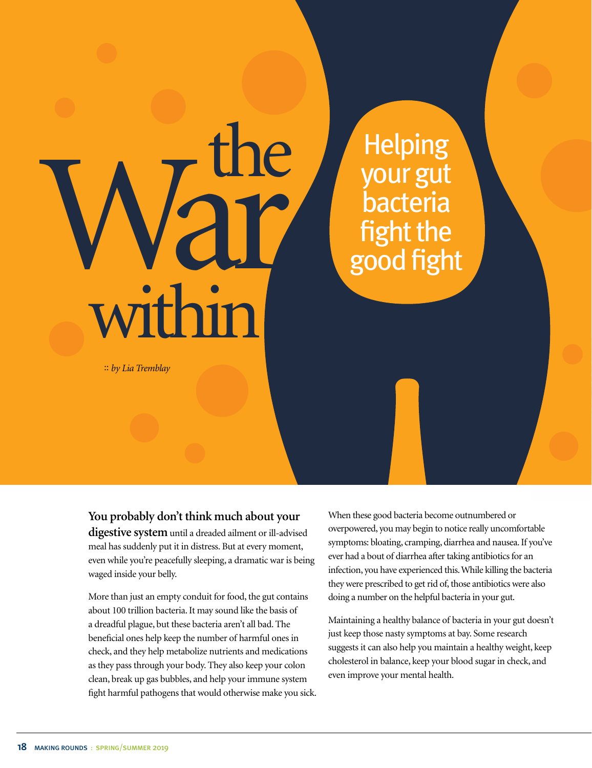# the War within

## Helping your gut bacteria fight the good fight

:: *by Lia Tremblay*

**You probably don't think much about your digestive system** until a dreaded ailment or ill-advised meal has suddenly put it in distress. But at every moment, even while you're peacefully sleeping, a dramatic war is being waged inside your belly.

More than just an empty conduit for food, the gut contains about 100 trillion bacteria. It may sound like the basis of a dreadful plague, but these bacteria aren't all bad. The beneficial ones help keep the number of harmful ones in check, and they help metabolize nutrients and medications as they pass through your body. They also keep your colon clean, break up gas bubbles, and help your immune system fight harmful pathogens that would otherwise make you sick.

When these good bacteria become outnumbered or overpowered, you may begin to notice really uncomfortable symptoms: bloating, cramping, diarrhea and nausea. If you've ever had a bout of diarrhea after taking antibiotics for an infection, you have experienced this. While killing the bacteria they were prescribed to get rid of, those antibiotics were also doing a number on the helpful bacteria in your gut.

Maintaining a healthy balance of bacteria in your gut doesn't just keep those nasty symptoms at bay. Some research suggests it can also help you maintain a healthy weight, keep cholesterol in balance, keep your blood sugar in check, and even improve your mental health.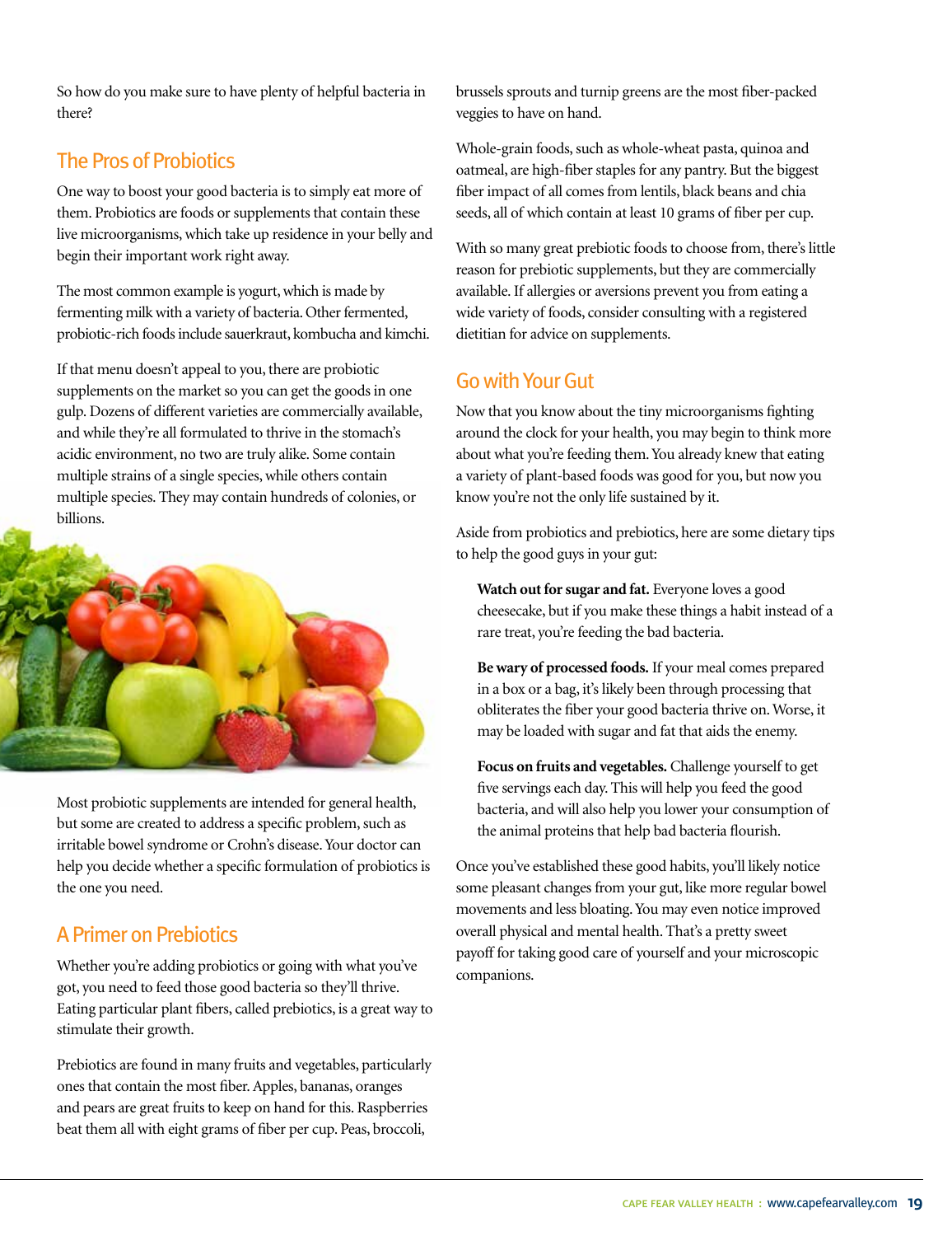So how do you make sure to have plenty of helpful bacteria in there?

## The Pros of Probiotics

One way to boost your good bacteria is to simply eat more of them. Probiotics are foods or supplements that contain these live microorganisms, which take up residence in your belly and begin their important work right away.

The most common example is yogurt, which is made by fermenting milk with a variety of bacteria. Other fermented, probiotic-rich foods include sauerkraut, kombucha and kimchi.

If that menu doesn't appeal to you, there are probiotic supplements on the market so you can get the goods in one gulp. Dozens of different varieties are commercially available, and while they're all formulated to thrive in the stomach's acidic environment, no two are truly alike. Some contain multiple strains of a single species, while others contain multiple species. They may contain hundreds of colonies, or billions.

Most probiotic supplements are intended for general health, but some are created to address a specific problem, such as irritable bowel syndrome or Crohn's disease. Your doctor can help you decide whether a specific formulation of probiotics is the one you need.

## A Primer on Prebiotics

Whether you're adding probiotics or going with what you've got, you need to feed those good bacteria so they'll thrive. Eating particular plant fibers, called prebiotics, is a great way to stimulate their growth.

Prebiotics are found in many fruits and vegetables, particularly ones that contain the most fiber. Apples, bananas, oranges and pears are great fruits to keep on hand for this. Raspberries beat them all with eight grams of fiber per cup. Peas, broccoli, brussels sprouts and turnip greens are the most fiber-packed veggies to have on hand.

Whole-grain foods, such as whole-wheat pasta, quinoa and oatmeal, are high-fiber staples for any pantry. But the biggest fiber impact of all comes from lentils, black beans and chia seeds, all of which contain at least 10 grams of fiber per cup.

With so many great prebiotic foods to choose from, there's little reason for prebiotic supplements, but they are commercially available. If allergies or aversions prevent you from eating a wide variety of foods, consider consulting with a registered dietitian for advice on supplements.

## Go with Your Gut

Now that you know about the tiny microorganisms fighting around the clock for your health, you may begin to think more about what you're feeding them. You already knew that eating a variety of plant-based foods was good for you, but now you know you're not the only life sustained by it.

Aside from probiotics and prebiotics, here are some dietary tips to help the good guys in your gut:

**Watch out for sugar and fat.** Everyone loves a good cheesecake, but if you make these things a habit instead of a rare treat, you're feeding the bad bacteria.

**Be wary of processed foods.** If your meal comes prepared in a box or a bag, it's likely been through processing that obliterates the fiber your good bacteria thrive on. Worse, it may be loaded with sugar and fat that aids the enemy.

**Focus on fruits and vegetables.** Challenge yourself to get five servings each day. This will help you feed the good bacteria, and will also help you lower your consumption of the animal proteins that help bad bacteria flourish.

Once you've established these good habits, you'll likely notice some pleasant changes from your gut, like more regular bowel movements and less bloating. You may even notice improved overall physical and mental health. That's a pretty sweet payoff for taking good care of yourself and your microscopic companions.